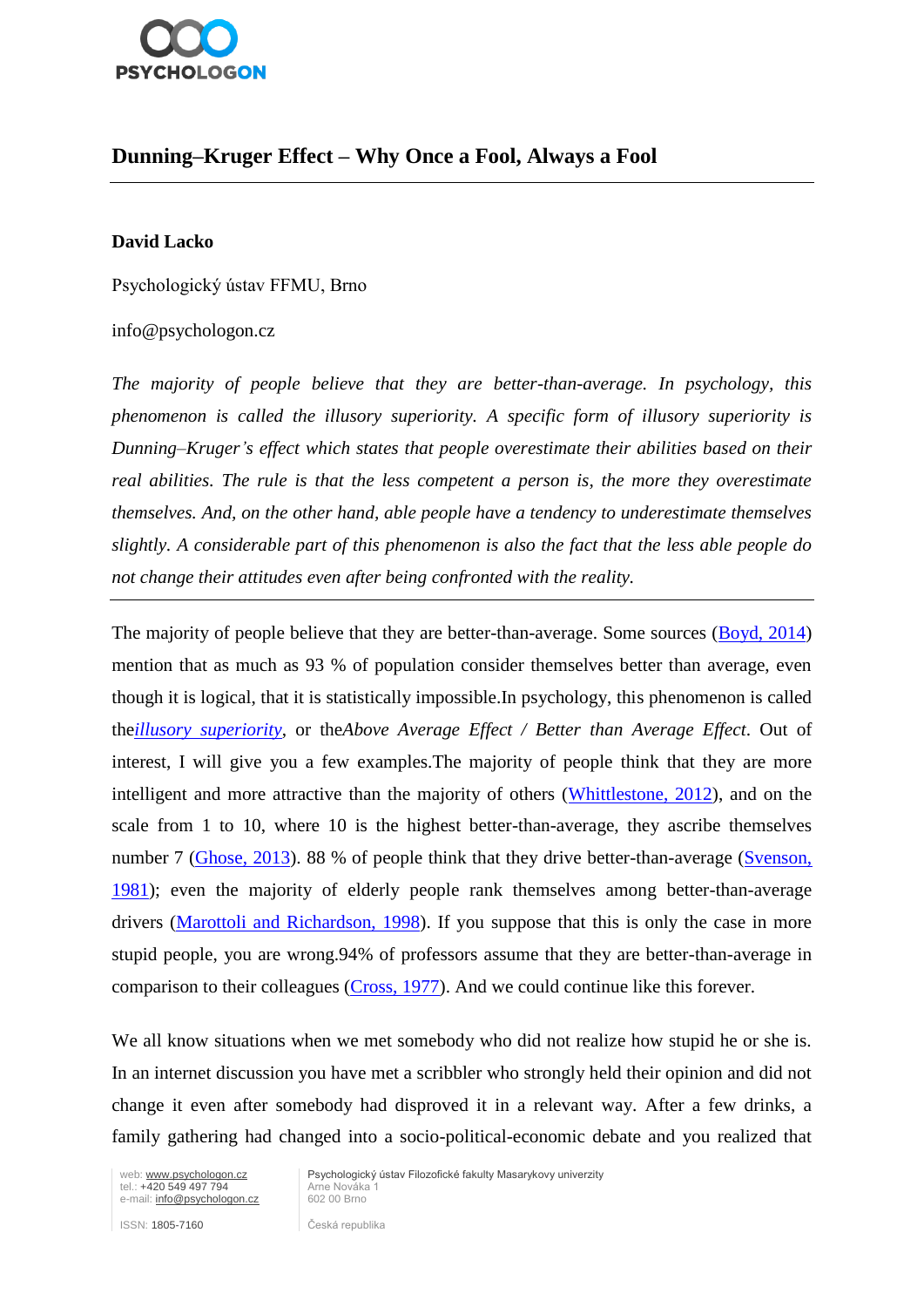# Dunning–Kruger Effect – Why Once a Fool, Always a Fool

**David Lacko**

Psychologický ústav FFMU, Brno

info@psychologon.cz

*The majority of people believe that they are better-than-average. In psychology, this phenomenon is called the illusory superiority. A specific form of illusory superiority is Dunning–Kruger's effect which states that people overestimate their abilities based on their real abilities. The rule is that the less competent a person is, the more they overestimate themselves. And, on the other hand, able people have a tendency to underestimate themselves slightly. A considerable part of this phenomenon is also the fact that the less able people do not change their attitudes even after being confronted with the reality.*

---

The majority of people believe that they are better-than-average. Some sources (Boyd, 2014) mention that as much as 93 % of population consider themselves better than average, even though it is logical, that it is statistically impossible.In psychology, this phenomenon is called the*illusory superiority*, or the*Above Average Effect / Better than Average Effect*. Out of interest, I will give you a few examples.The majority of people think that they are more intelligent and more attractive than the majority of others (Whittlestone, 2012), and on the scale from 1 to 10, where 10 is the highest better-than-average, they ascribe themselves number 7 (Ghose, 2013). 88 % of people think that they drive better-than-average (Svenson, 1981); even the majority of elderly people rank themselves among better-than-average drivers (Marottoli and Richardson, 1998). If you suppose that this is only the case in more stupid people, you are wrong.94% of professors assume that they are better-than-average in comparison to their colleagues (Cross, 1977). And we could continue like this forever.

We all know situations when we met somebody who did not realize how stupid he or she is. In an internet discussion you have met a scribbler who strongly held their opinion and did not change it even after somebody had disproved it in a relevant way. After a few drinks, a family gathering had changed into a socio-political-economic debate and you realized that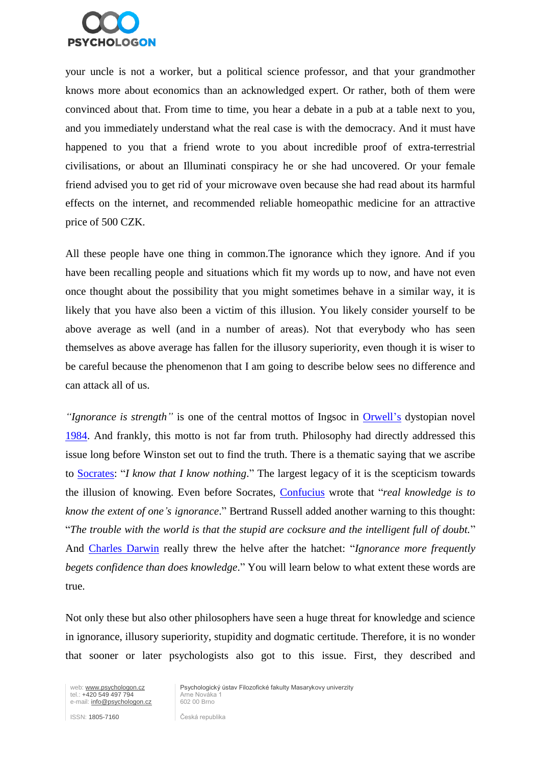your uncle is not a worker, but a political science professor, and that your grandmother knows more about economics than an acknowledged expert. Or rather, both of them were convinced about that. From time to time, you hear a debate in a pub at a table next to you, and you immediately understand what the real case is with the democracy. And it must have happened to you that a friend wrote to you about incredible proof of extra-terrestrial civilisations, or about an Illuminati conspiracy he or she had uncovered. Or your female friend advised you to get rid of your microwave oven because she had read about its harmful effects on the internet, and recommended reliable homeopathic medicine for an attractive price of 500 CZK.

All these people have one thing in common.The ignorance which they ignore. And if you have been recalling people and situations which fit my words up to now, and have not even once thought about the possibility that you might sometimes behave in a similar way, it is likely that you have also been a victim of this illusion. You likely consider yourself to be above average as well (and in a number of areas). Not that everybody who has seen themselves as above average has fallen for the illusory superiority, even though it is wiser to be careful because the phenomenon that I am going to describe below sees no difference and can attack all of us.

*"Ignorance is strength"* is one of the central mottos of Ingsoc in Orwell's dystopian novel 1984. And frankly, this motto is not far from truth. Philosophy had directly addressed this issue long before Winston set out to find the truth. There is a thematic saying that we ascribe to Socrates: "*I know that I know nothing*." The largest legacy of it is the scepticism towards the illusion of knowing. Even before Socrates, Confucius wrote that "*real knowledge is to know the extent of one's ignorance*." Bertrand Russell added another warning to this thought: "*The trouble with the world is that the stupid are cocksure and the intelligent full of doubt.*" And Charles Darwin really threw the helve after the hatchet: "*Ignorance more frequently begets confidence than does knowledge*." You will learn below to what extent these words are true.

Not only these but also other philosophers have seen a huge threat for knowledge and science in ignorance, illusory superiority, stupidity and dogmatic certitude. Therefore, it is no wonder that sooner or later psychologists also got to this issue. First, they described and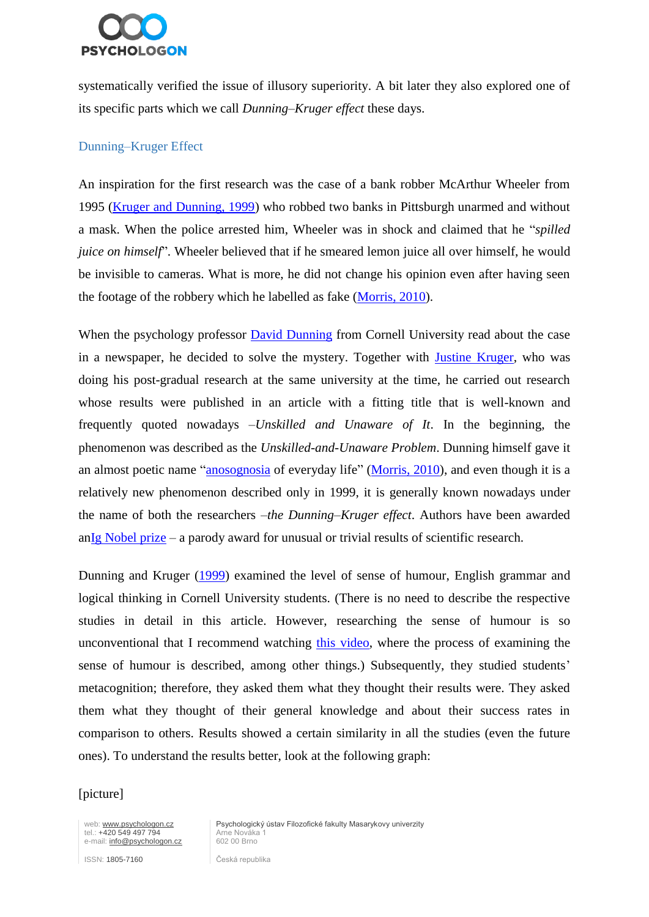systematically verified the issue of illusory superiority. A bit later they also explored one of its specific parts which we call *Dunning–Kruger effect* these days.

## Dunning–Kruger Effect

An inspiration for the first research was the case of a bank robber McArthur Wheeler from 1995 (Kruger and Dunning, 1999) who robbed two banks in Pittsburgh unarmed and without a mask. When the police arrested him, Wheeler was in shock and claimed that he "*spilled juice on himself*". Wheeler believed that if he smeared lemon juice all over himself, he would be invisible to cameras. What is more, he did not change his opinion even after having seen the footage of the robbery which he labelled as fake (Morris, 2010).

When the psychology professor David Dunning from Cornell University read about the case in a newspaper, he decided to solve the mystery. Together with Justine Kruger, who was doing his post-gradual research at the same university at the time, he carried out research whose results were published in an article with a fitting title that is well-known and frequently quoted nowadays –*Unskilled and Unaware of It*. In the beginning, the phenomenon was described as the *Unskilled-and-Unaware Problem*. Dunning himself gave it an almost poetic name "anosognosia of everyday life" (Morris, 2010), and even though it is a relatively new phenomenon described only in 1999, it is generally known nowadays under the name of both the researchers –*the Dunning–Kruger effect*. Authors have been awarded anIg Nobel prize – a parody award for unusual or trivial results of scientific research.

Dunning and Kruger (1999) examined the level of sense of humour, English grammar and logical thinking in Cornell University students. (There is no need to describe the respective studies in detail in this article. However, researching the sense of humour is so unconventional that I recommend watching this video, where the process of examining the sense of humour is described, among other things.) Subsequently, they studied students' metacognition; therefore, they asked them what they thought their results were. They asked them what they thought of their general knowledge and about their success rates in comparison to others. Results showed a certain similarity in all the studies (even the future ones). To understand the results better, look at the following graph:

[picture]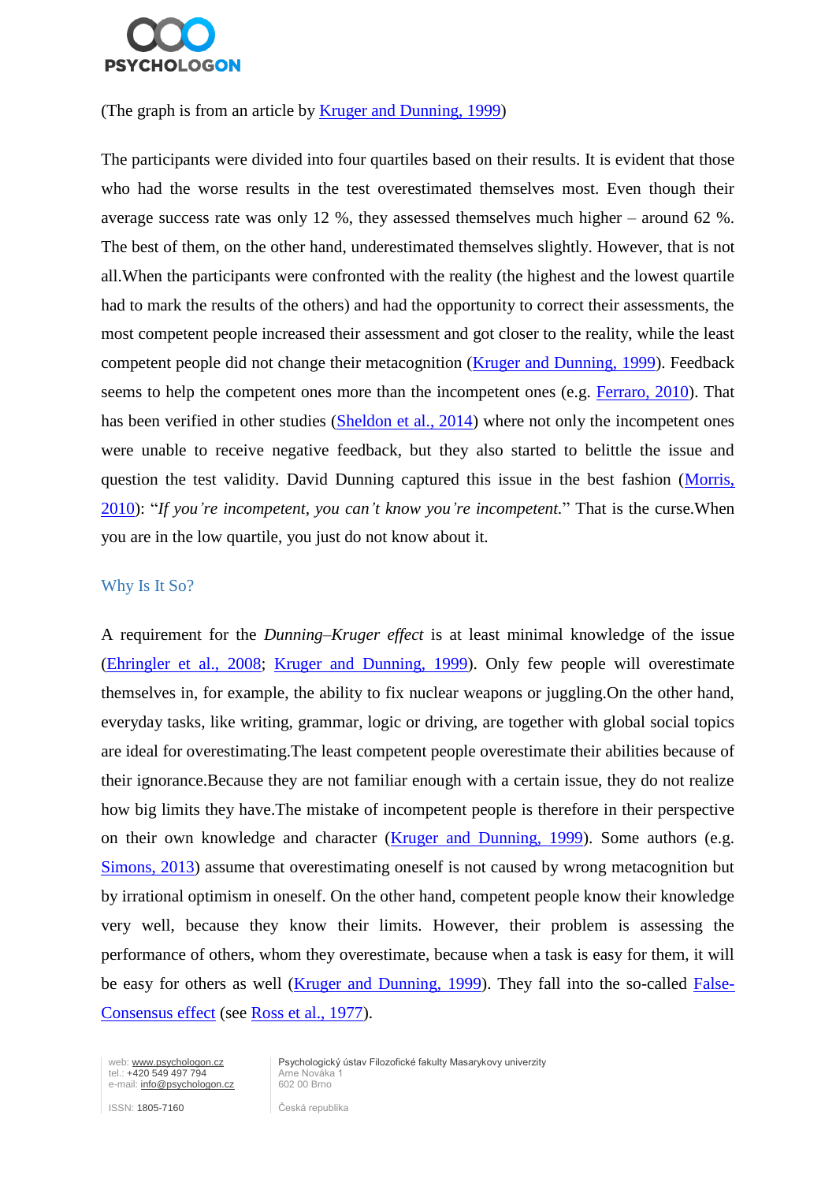(The graph is from an article by [Kruger and Dunning, 1999](#))

The participants were divided into four quartiles based on their results. It is evident that those who had the worse results in the test overestimated themselves most. Even though their average success rate was only 12 %, they assessed themselves much higher – around 62 %. The best of them, on the other hand, underestimated themselves slightly. However, that is not all.When the participants were confronted with the reality (the highest and the lowest quartile had to mark the results of the others) and had the opportunity to correct their assessments, the most competent people increased their assessment and got closer to the reality, while the least competent people did not change their metacognition (Kruger and Dunning, 1999). Feedback seems to help the competent ones more than the incompetent ones (e.g. Ferraro, 2010). That has been verified in other studies (Sheldon et al., 2014) where not only the incompetent ones were unable to receive negative feedback, but they also started to belittle the issue and question the test validity. David Dunning captured this issue in the best fashion (Morris, 2010): "*If you're incompetent, you can't know you're incompetent.*" That is the curse.When you are in the low quartile, you just do not know about it.

## Why Is It So?

A requirement for the *Dunning–Kruger effect* is at least minimal knowledge of the issue (Ehringler et al., 2008; Kruger and Dunning, 1999). Only few people will overestimate themselves in, for example, the ability to fix nuclear weapons or juggling.On the other hand, everyday tasks, like writing, grammar, logic or driving, are together with global social topics are ideal for overestimating.The least competent people overestimate their abilities because of their ignorance.Because they are not familiar enough with a certain issue, they do not realize how big limits they have.The mistake of incompetent people is therefore in their perspective on their own knowledge and character (Kruger and Dunning, 1999). Some authors (e.g. Simons, 2013) assume that overestimating oneself is not caused by wrong metacognition but by irrational optimism in oneself. On the other hand, competent people know their knowledge very well, because they know their limits. However, their problem is assessing the performance of others, whom they overestimate, because when a task is easy for them, it will be easy for others as well (Kruger and Dunning, 1999). They fall into the so-called False-Consensus effect (see Ross et al., 1977).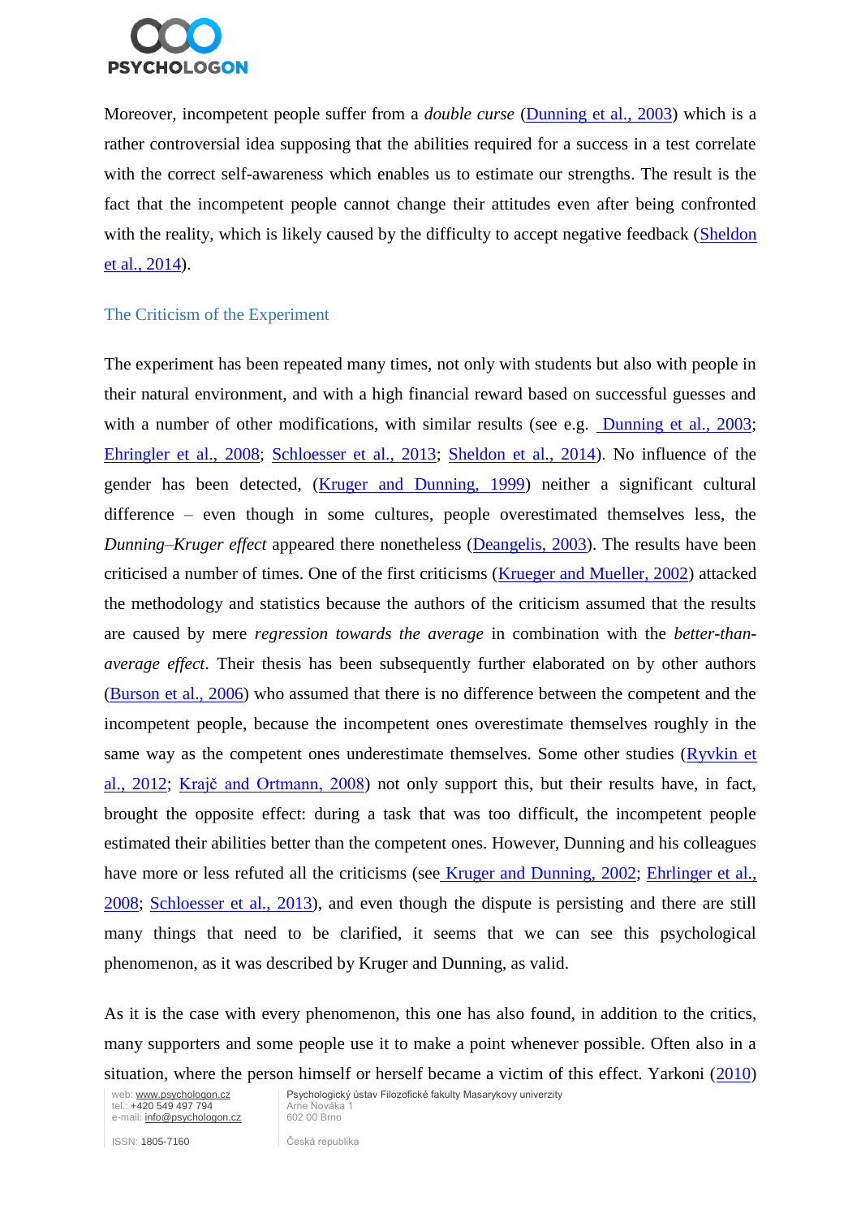Moreover, incompetent people suffer from a *double curse* (Dunning et al., 2003) which is a rather controversial idea supposing that the abilities required for a success in a test correlate with the correct self-awareness which enables us to estimate our strengths. The result is the fact that the incompetent people cannot change their attitudes even after being confronted with the reality, which is likely caused by the difficulty to accept negative feedback (Sheldon et al., 2014).

## The Criticism of the Experiment

The experiment has been repeated many times, not only with students but also with people in their natural environment, and with a high financial reward based on successful guesses and with a number of other modifications, with similar results (see e.g. Dunning et al., 2003; Ehringler et al., 2008; Schloesser et al., 2013; Sheldon et al., 2014). No influence of the gender has been detected, (Kruger and Dunning, 1999) neither a significant cultural difference – even though in some cultures, people overestimated themselves less, the *Dunning–Kruger effect* appeared there nonetheless (Deangelis, 2003). The results have been criticised a number of times. One of the first criticisms (Krueger and Mueller, 2002) attacked the methodology and statistics because the authors of the criticism assumed that the results are caused by mere *regression towards the average* in combination with the *better-than-average effect*. Their thesis has been subsequently further elaborated on by other authors (Burson et al., 2006) who assumed that there is no difference between the competent and the incompetent people, because the incompetent ones overestimate themselves roughly in the same way as the competent ones underestimate themselves. Some other studies (Ryvkin et al., 2012; Krajč and Ortmann, 2008) not only support this, but their results have, in fact, brought the opposite effect: during a task that was too difficult, the incompetent people estimated their abilities better than the competent ones. However, Dunning and his colleagues have more or less refuted all the criticisms (see Kruger and Dunning, 2002; Ehrlinger et al., 2008; Schloesser et al., 2013), and even though the dispute is persisting and there are still many things that need to be clarified, it seems that we can see this psychological phenomenon, as it was described by Kruger and Dunning, as valid.

As it is the case with every phenomenon, this one has also found, in addition to the critics, many supporters and some people use it to make a point whenever possible. Often also in a situation, where the person himself or herself became a victim of this effect. Yarkoni (2010)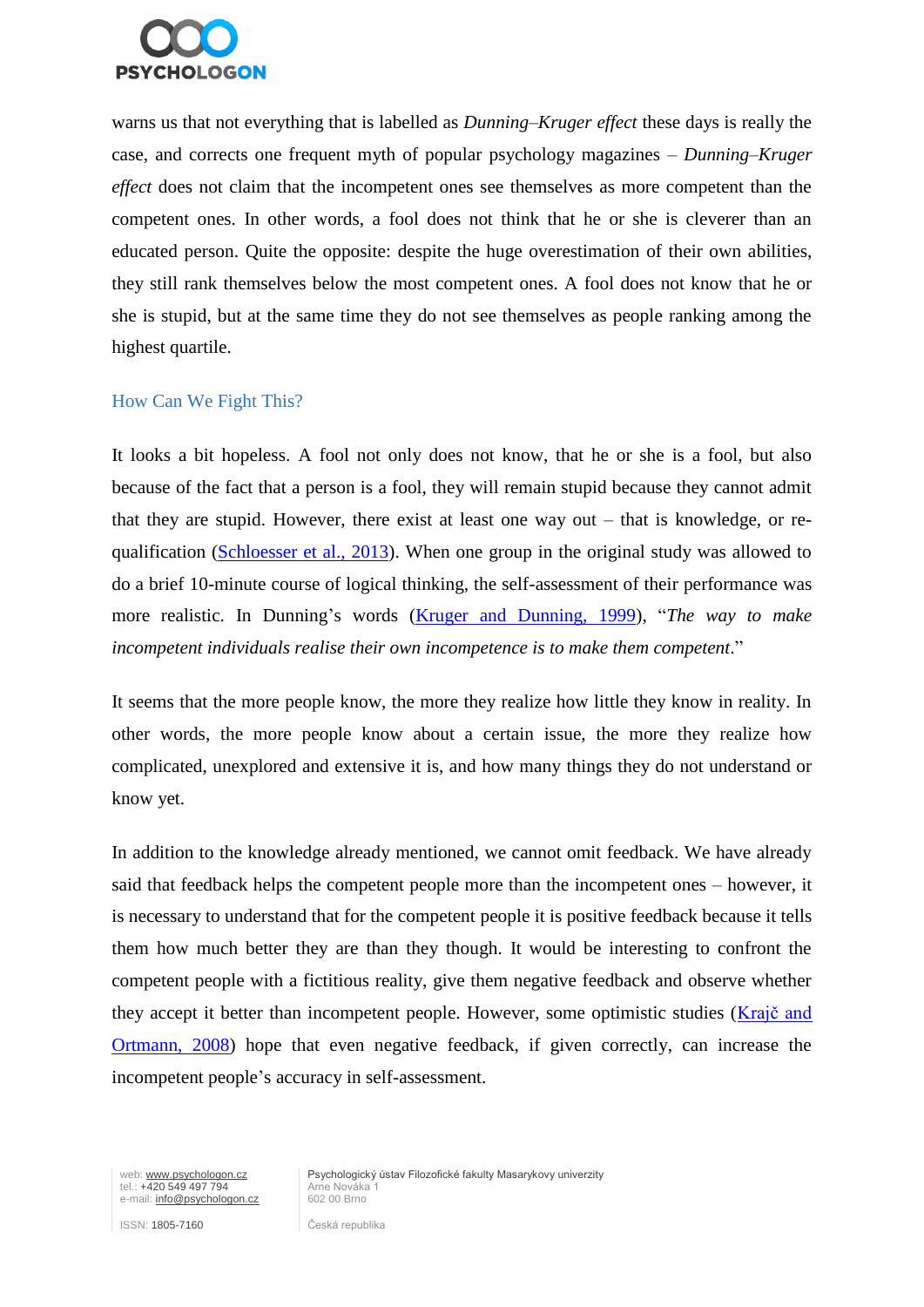warns us that not everything that is labelled as *Dunning–Kruger effect* these days is really the case, and corrects one frequent myth of popular psychology magazines – *Dunning–Kruger effect* does not claim that the incompetent ones see themselves as more competent than the competent ones. In other words, a fool does not think that he or she is cleverer than an educated person. Quite the opposite: despite the huge overestimation of their own abilities, they still rank themselves below the most competent ones. A fool does not know that he or she is stupid, but at the same time they do not see themselves as people ranking among the highest quartile.

## How Can We Fight This?

It looks a bit hopeless. A fool not only does not know, that he or she is a fool, but also because of the fact that a person is a fool, they will remain stupid because they cannot admit that they are stupid. However, there exist at least one way out – that is knowledge, or re-qualification (Schloesser et al., 2013). When one group in the original study was allowed to do a brief 10-minute course of logical thinking, the self-assessment of their performance was more realistic. In Dunning's words (Kruger and Dunning, 1999), "*The way to make incompetent individuals realise their own incompetence is to make them competent*."

It seems that the more people know, the more they realize how little they know in reality. In other words, the more people know about a certain issue, the more they realize how complicated, unexplored and extensive it is, and how many things they do not understand or know yet.

In addition to the knowledge already mentioned, we cannot omit feedback. We have already said that feedback helps the competent people more than the incompetent ones – however, it is necessary to understand that for the competent people it is positive feedback because it tells them how much better they are than they though. It would be interesting to confront the competent people with a fictitious reality, give them negative feedback and observe whether they accept it better than incompetent people. However, some optimistic studies (Krajč and Ortmann, 2008) hope that even negative feedback, if given correctly, can increase the incompetent people's accuracy in self-assessment.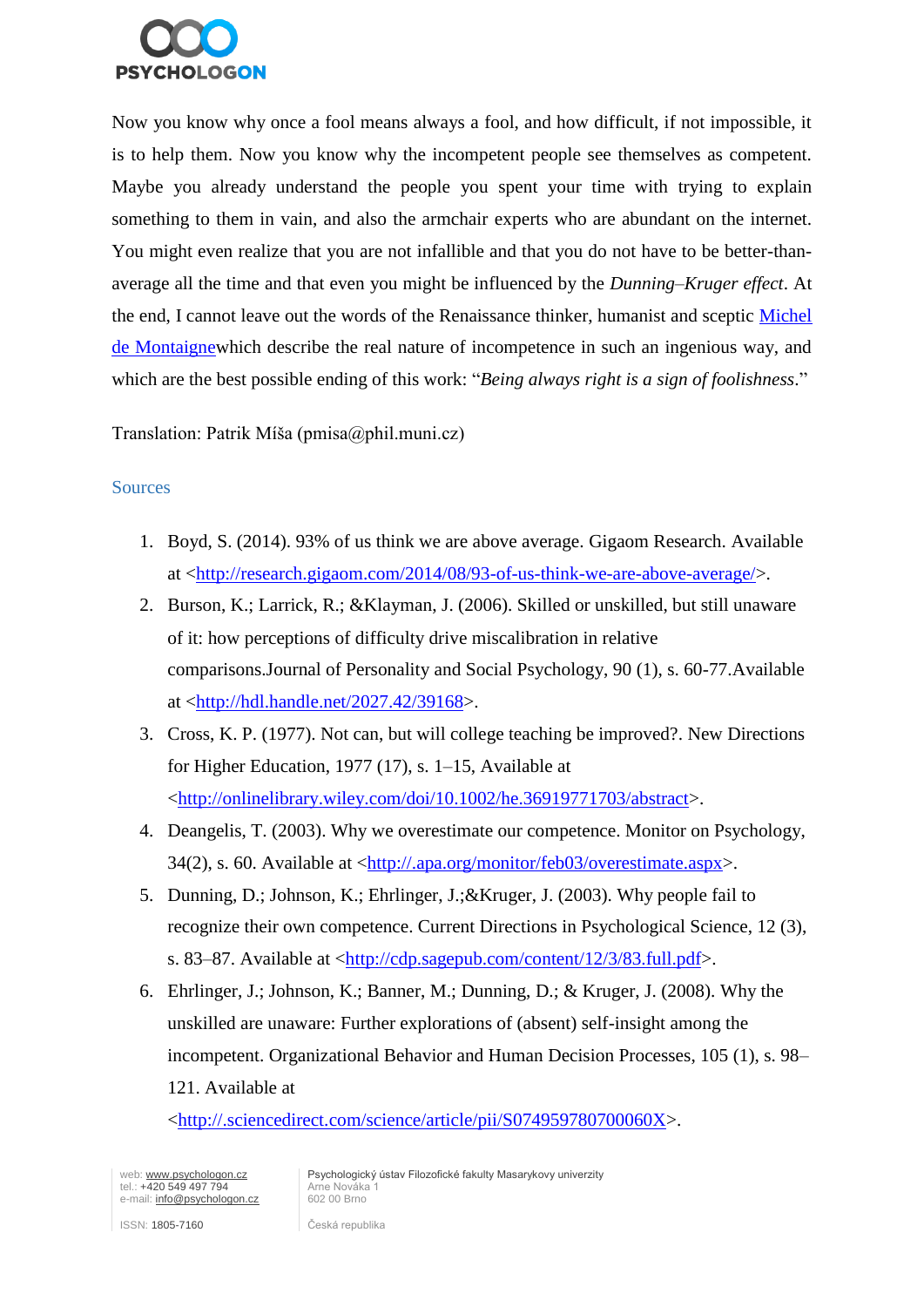Now you know why once a fool means always a fool, and how difficult, if not impossible, it is to help them. Now you know why the incompetent people see themselves as competent. Maybe you already understand the people you spent your time with trying to explain something to them in vain, and also the armchair experts who are abundant on the internet. You might even realize that you are not infallible and that you do not have to be better-than-average all the time and that even you might be influenced by the *Dunning–Kruger effect*. At the end, I cannot leave out the words of the Renaissance thinker, humanist and sceptic Michel de Montaignewhich describe the real nature of incompetence in such an ingenious way, and which are the best possible ending of this work: "*Being always right is a sign of foolishness*."

Translation: Patrik Míša (pmisa@phil.muni.cz)

## Sources

1. Boyd, S. (2014). 93% of us think we are above average. Gigaom Research. Available at <http://research.gigaom.com/2014/08/93-of-us-think-we-are-above-average/>.
2. Burson, K.; Larrick, R.; &Klayman, J. (2006). Skilled or unskilled, but still unaware of it: how perceptions of difficulty drive miscalibration in relative comparisons.Journal of Personality and Social Psychology, 90 (1), s. 60-77.Available at <http://hdl.handle.net/2027.42/39168>.
3. Cross, K. P. (1977). Not can, but will college teaching be improved?. New Directions for Higher Education, 1977 (17), s. 1–15, Available at <http://onlinelibrary.wiley.com/doi/10.1002/he.36919771703/abstract>.
4. Deangelis, T. (2003). Why we overestimate our competence. Monitor on Psychology, 34(2), s. 60. Available at <http://.apa.org/monitor/feb03/overestimate.aspx>.
5. Dunning, D.; Johnson, K.; Ehrlinger, J.;&Kruger, J. (2003). Why people fail to recognize their own competence. Current Directions in Psychological Science, 12 (3), s. 83–87. Available at <http://cdp.sagepub.com/content/12/3/83.full.pdf>.
6. Ehrlinger, J.; Johnson, K.; Banner, M.; Dunning, D.; & Kruger, J. (2008). Why the unskilled are unaware: Further explorations of (absent) self-insight among the incompetent. Organizational Behavior and Human Decision Processes, 105 (1), s. 98–121. Available at <http://.sciencedirect.com/science/article/pii/S074959780700060X>.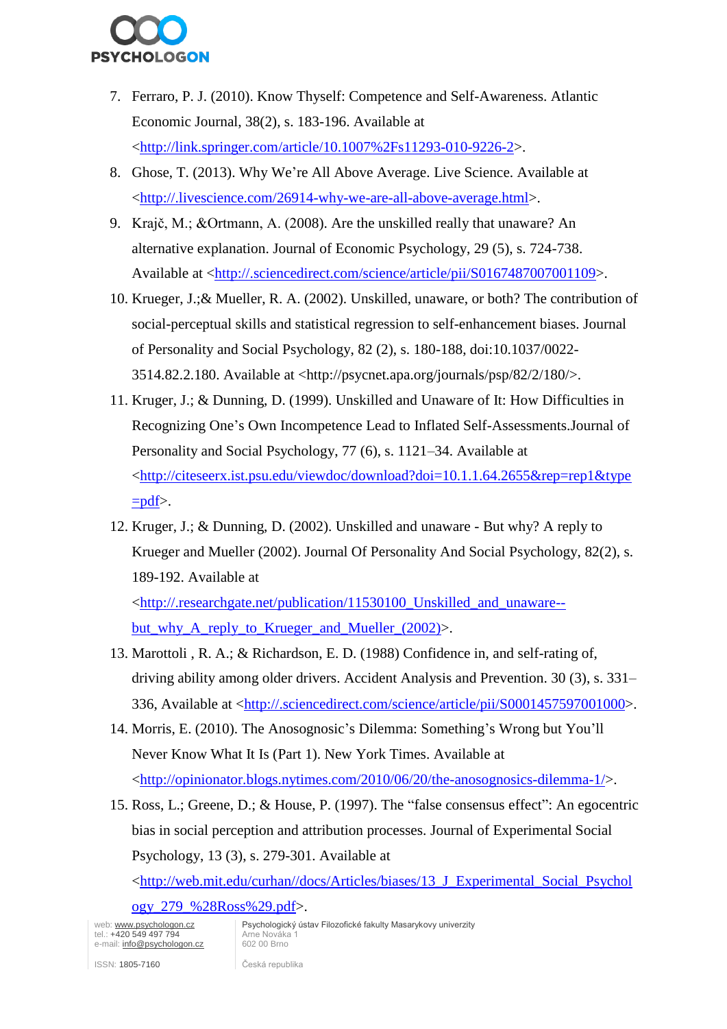7. Ferraro, P. J. (2010). Know Thyself: Competence and Self-Awareness. Atlantic Economic Journal, 38(2), s. 183-196. Available at <http://link.springer.com/article/10.1007%2Fs11293-010-9226-2>.
8. Ghose, T. (2013). Why We're All Above Average. Live Science. Available at <http://.livescience.com/26914-why-we-are-all-above-average.html>.
9. Krajč, M.; &Ortmann, A. (2008). Are the unskilled really that unaware? An alternative explanation. Journal of Economic Psychology, 29 (5), s. 724-738. Available at <http://.sciencedirect.com/science/article/pii/S0167487007001109>.
10. Krueger, J.;& Mueller, R. A. (2002). Unskilled, unaware, or both? The contribution of social-perceptual skills and statistical regression to self-enhancement biases. Journal of Personality and Social Psychology, 82 (2), s. 180-188, doi:10.1037/0022-3514.82.2.180. Available at <http://psycnet.apa.org/journals/psp/82/2/180/>.
11. Kruger, J.; & Dunning, D. (1999). Unskilled and Unaware of It: How Difficulties in Recognizing One's Own Incompetence Lead to Inflated Self-Assessments.Journal of Personality and Social Psychology, 77 (6), s. 1121–34. Available at <http://citeseerx.ist.psu.edu/viewdoc/download?doi=10.1.1.64.2655&rep=rep1&type=pdf>.
12. Kruger, J.; & Dunning, D. (2002). Unskilled and unaware - But why? A reply to Krueger and Mueller (2002). Journal Of Personality And Social Psychology, 82(2), s. 189-192. Available at <http://.researchgate.net/publication/11530100_Unskilled_and_unaware--but_why_A_reply_to_Krueger_and_Mueller_(2002)>.
13. Marottoli , R. A.; & Richardson, E. D. (1988) Confidence in, and self-rating of, driving ability among older drivers. Accident Analysis and Prevention. 30 (3), s. 331–336, Available at <http://.sciencedirect.com/science/article/pii/S0001457597001000>.
14. Morris, E. (2010). The Anosognosic's Dilemma: Something's Wrong but You'll Never Know What It Is (Part 1). New York Times. Available at <http://opinionator.blogs.nytimes.com/2010/06/20/the-anosognosics-dilemma-1/>.
15. Ross, L.; Greene, D.; & House, P. (1997). The "false consensus effect": An egocentric bias in social perception and attribution processes. Journal of Experimental Social Psychology, 13 (3), s. 279-301. Available at <http://web.mit.edu/curhan//docs/Articles/biases/13_J_Experimental_Social_Psychology_279_%28Ross%29.pdf>.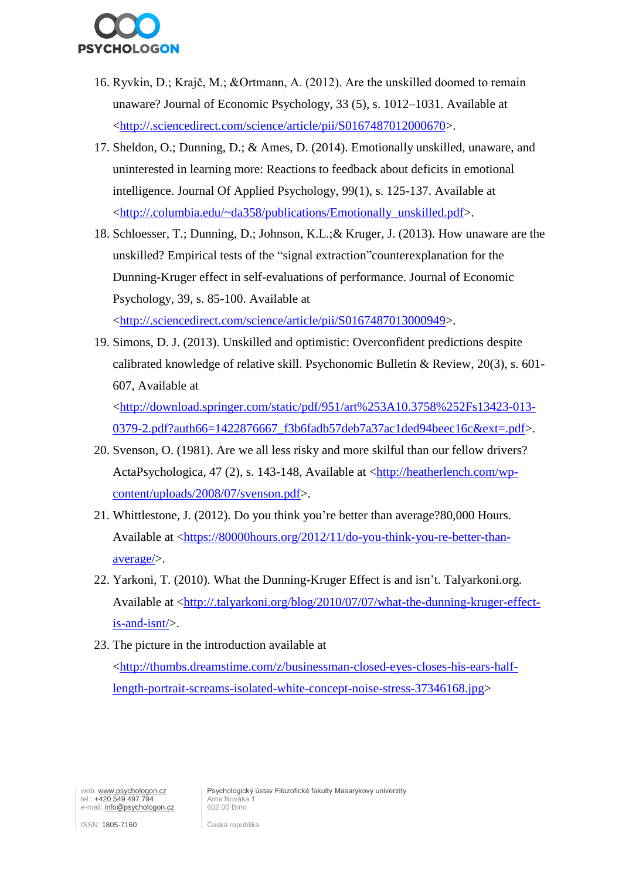16. Ryvkin, D.; Krajč, M.; &Ortmann, A. (2012). Are the unskilled doomed to remain unaware? Journal of Economic Psychology, 33 (5), s. 1012–1031. Available at <http://.sciencedirect.com/science/article/pii/S0167487012000670>.
17. Sheldon, O.; Dunning, D.; & Ames, D. (2014). Emotionally unskilled, unaware, and uninterested in learning more: Reactions to feedback about deficits in emotional intelligence. Journal Of Applied Psychology, 99(1), s. 125-137. Available at <http://.columbia.edu/~da358/publications/Emotionally_unskilled.pdf>.
18. Schloesser, T.; Dunning, D.; Johnson, K.L.;& Kruger, J. (2013). How unaware are the unskilled? Empirical tests of the "signal extraction"counterexplanation for the Dunning-Kruger effect in self-evaluations of performance. Journal of Economic Psychology, 39, s. 85-100. Available at <http://.sciencedirect.com/science/article/pii/S0167487013000949>.
19. Simons, D. J. (2013). Unskilled and optimistic: Overconfident predictions despite calibrated knowledge of relative skill. Psychonomic Bulletin & Review, 20(3), s. 601-607, Available at <http://download.springer.com/static/pdf/951/art%253A10.3758%252Fs13423-013-0379-2.pdf?auth66=1422876667_f3b6fadb57deb7a37ac1ded94beec16c&ext=.pdf>.
20. Svenson, O. (1981). Are we all less risky and more skilful than our fellow drivers? ActaPsychologica, 47 (2), s. 143-148, Available at <http://heatherlench.com/wp-content/uploads/2008/07/svenson.pdf>.
21. Whittlestone, J. (2012). Do you think you're better than average?80,000 Hours. Available at <https://80000hours.org/2012/11/do-you-think-you-re-better-than-average/>.
22. Yarkoni, T. (2010). What the Dunning-Kruger Effect is and isn't. Talyarkoni.org. Available at <http://.talyarkoni.org/blog/2010/07/07/what-the-dunning-kruger-effect-is-and-isnt/>.
23. The picture in the introduction available at <http://thumbs.dreamstime.com/z/businessman-closed-eyes-closes-his-ears-half-length-portrait-screams-isolated-white-concept-noise-stress-37346168.jpg>